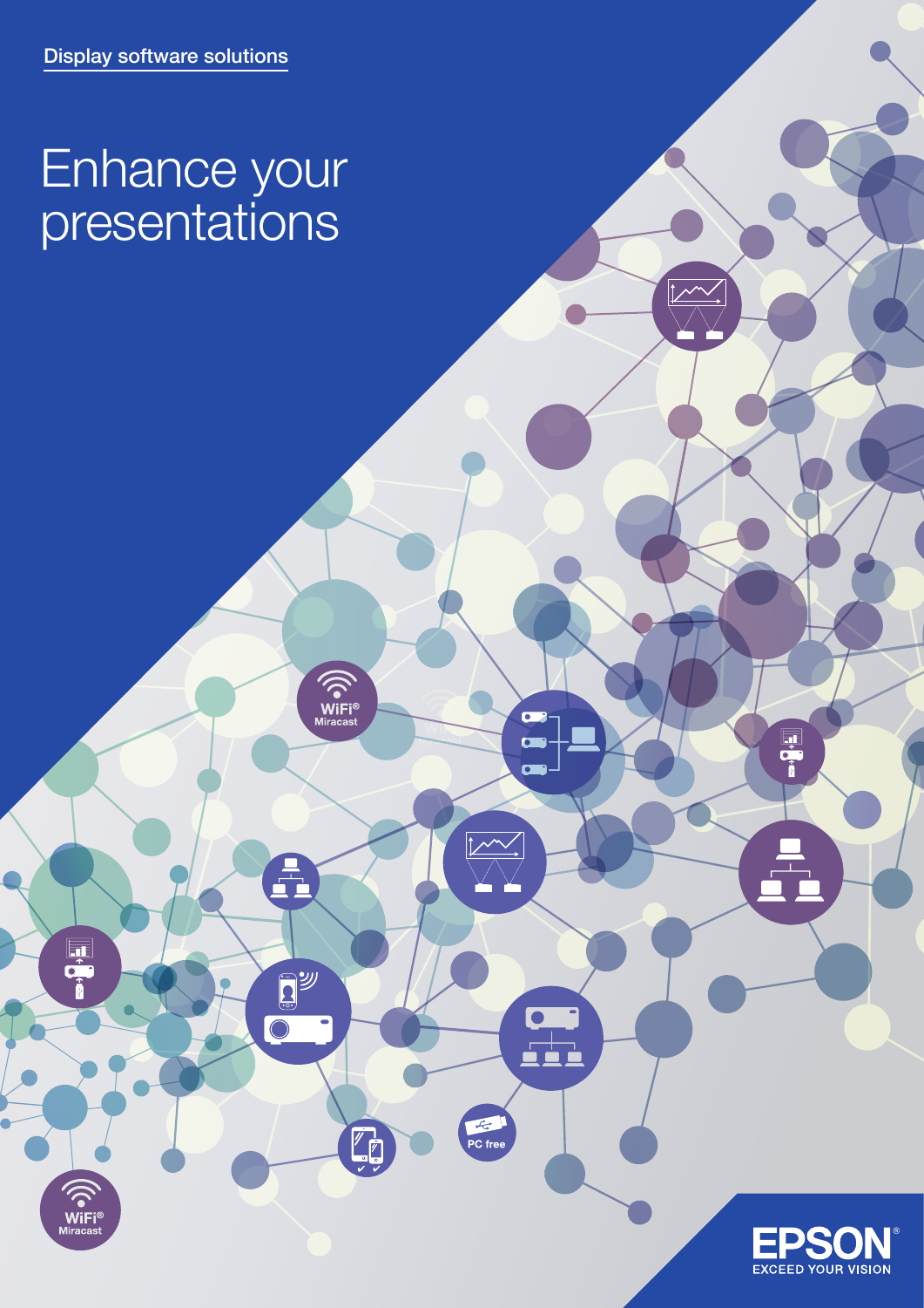Display software solutions

# Enhance your presentations

EPSON
EXCEED YOUR VISION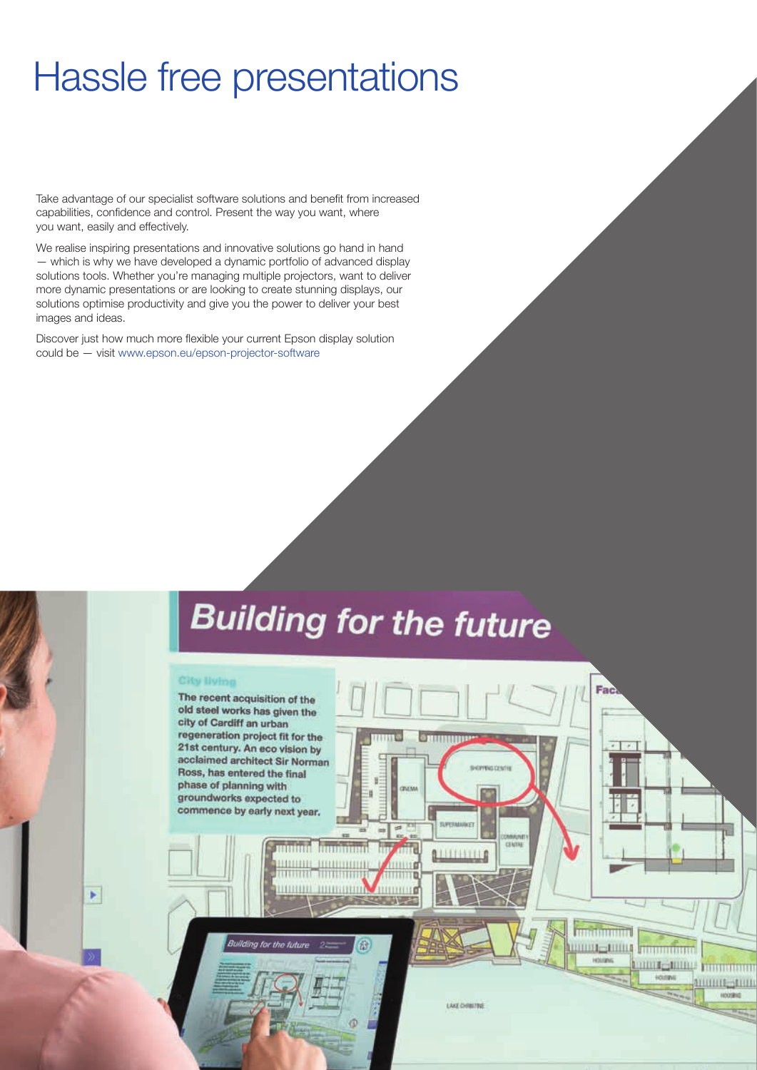# Hassle free presentations

Take advantage of our specialist software solutions and benefit from increased capabilities, confidence and control. Present the way you want, where you want, easily and effectively.

We realise inspiring presentations and innovative solutions go hand in hand — which is why we have developed a dynamic portfolio of advanced display solutions tools. Whether you're managing multiple projectors, want to deliver more dynamic presentations or are looking to create stunning displays, our solutions optimise productivity and give you the power to deliver your best images and ideas.

Discover just how much more flexible your current Epson display solution could be — visit www.epson.eu/epson-projector-software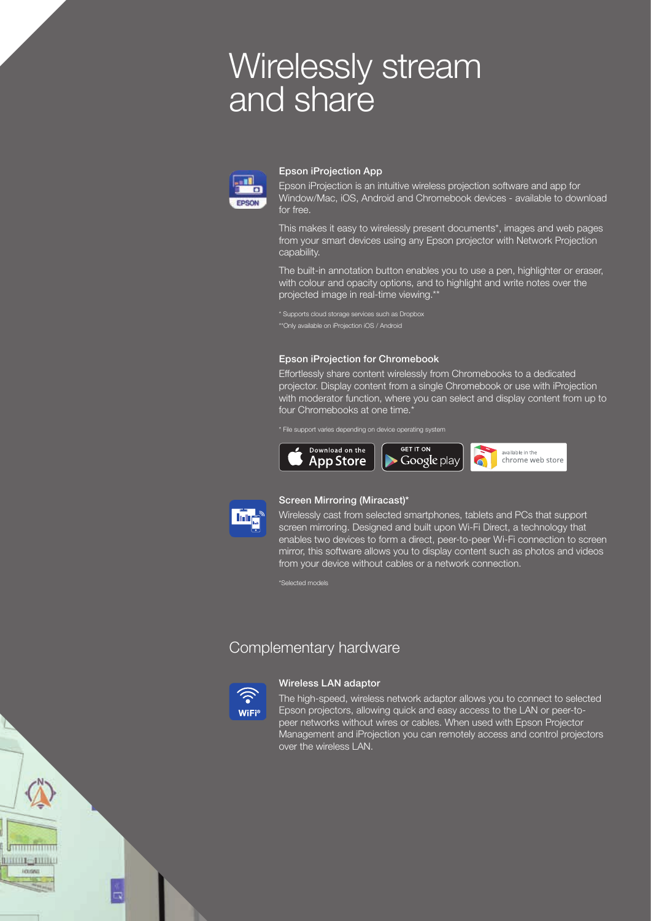# Wirelessly stream and share

### Epson iProjection App

Epson iProjection is an intuitive wireless projection software and app for Window/Mac, iOS, Android and Chromebook devices - available to download for free.

This makes it easy to wirelessly present documents*, images and web pages from your smart devices using any Epson projector with Network Projection capability.

The built-in annotation button enables you to use a pen, highlighter or eraser, with colour and opacity options, and to highlight and write notes over the projected image in real-time viewing.**

* Supports cloud storage services such as Dropbox
**Only available on iProjection iOS / Android

### Epson iProjection for Chromebook

Effortlessly share content wirelessly from Chromebooks to a dedicated projector. Display content from a single Chromebook or use with iProjection with moderator function, where you can select and display content from up to four Chromebooks at one time.*

* File support varies depending on device operating system

Download on the App Store | GET IT ON Google play | available in the chrome web store

### Screen Mirroring (Miracast)*

Wirelessly cast from selected smartphones, tablets and PCs that support screen mirroring. Designed and built upon Wi-Fi Direct, a technology that enables two devices to form a direct, peer-to-peer Wi-Fi connection to screen mirror, this software allows you to display content such as photos and videos from your device without cables or a network connection.

*Selected models

## Complementary hardware

### Wireless LAN adaptor

The high-speed, wireless network adaptor allows you to connect to selected Epson projectors, allowing quick and easy access to the LAN or peer-to-peer networks without wires or cables. When used with Epson Projector Management and iProjection you can remotely access and control projectors over the wireless LAN.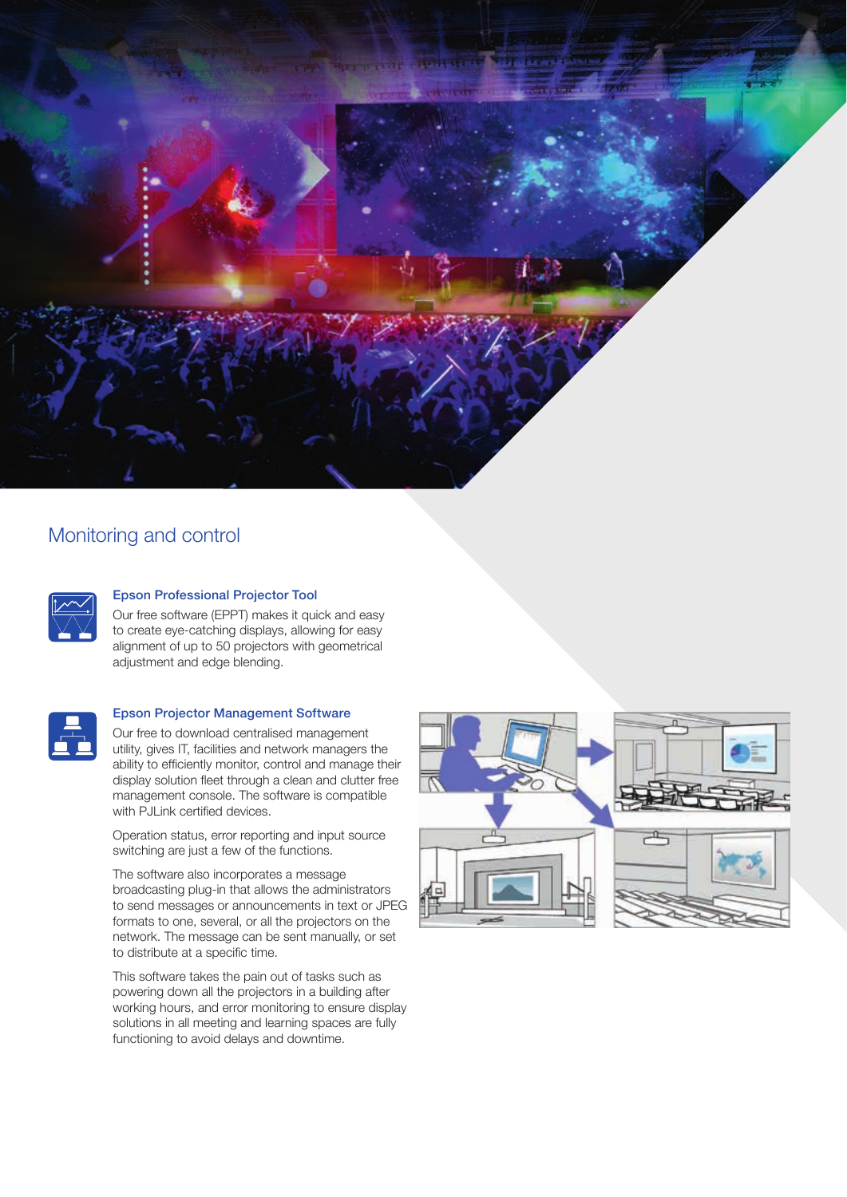## Monitoring and control

### Epson Professional Projector Tool

Our free software (EPPT) makes it quick and easy to create eye-catching displays, allowing for easy alignment of up to 50 projectors with geometrical adjustment and edge blending.

### Epson Projector Management Software

Our free to download centralised management utility, gives IT, facilities and network managers the ability to efficiently monitor, control and manage their display solution fleet through a clean and clutter free management console. The software is compatible with PJLink certified devices.

Operation status, error reporting and input source switching are just a few of the functions.

The software also incorporates a message broadcasting plug-in that allows the administrators to send messages or announcements in text or JPEG formats to one, several, or all the projectors on the network. The message can be sent manually, or set to distribute at a specific time.

This software takes the pain out of tasks such as powering down all the projectors in a building after working hours, and error monitoring to ensure display solutions in all meeting and learning spaces are fully functioning to avoid delays and downtime.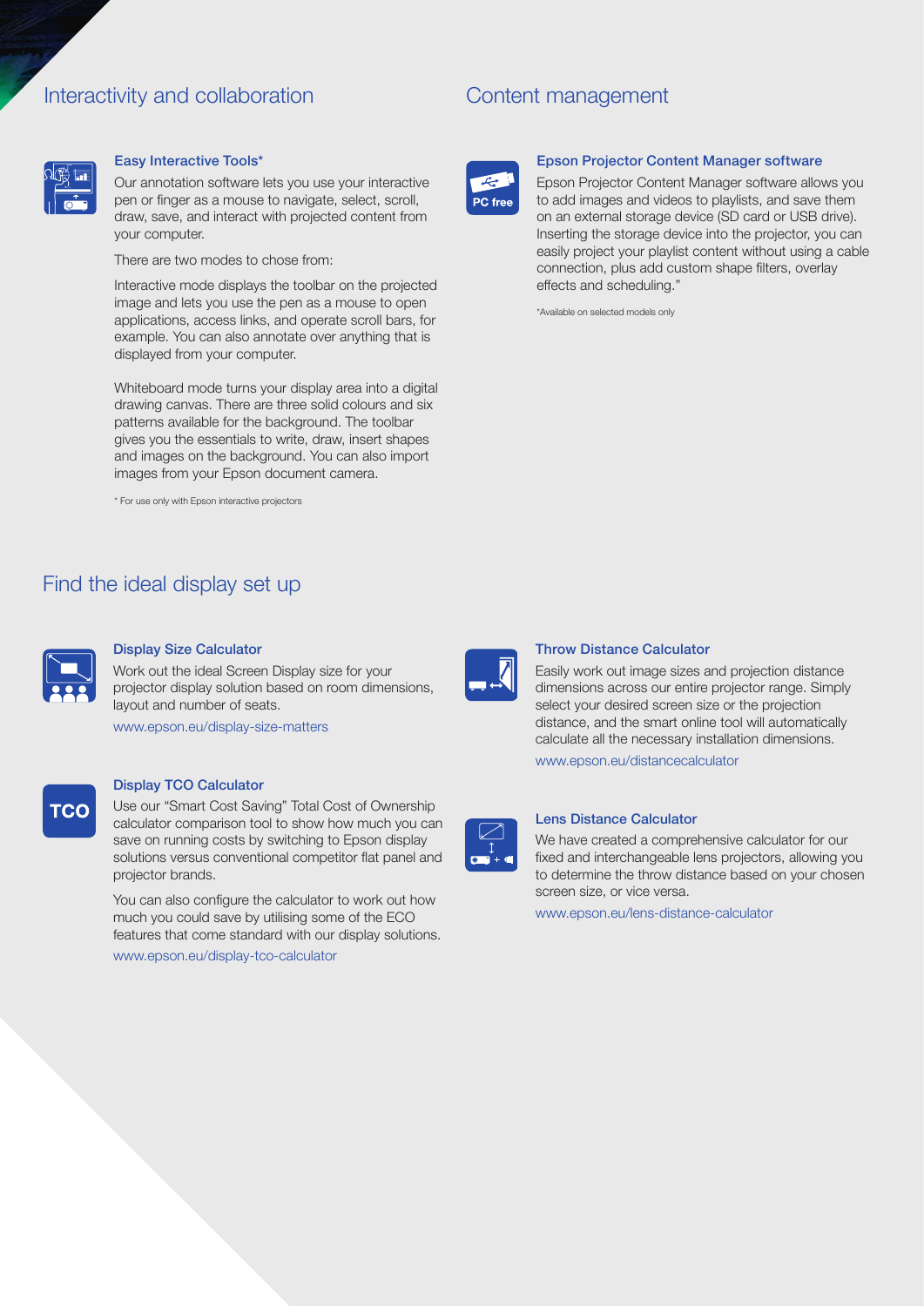## Interactivity and collaboration

### Easy Interactive Tools*

Our annotation software lets you use your interactive pen or finger as a mouse to navigate, select, scroll, draw, save, and interact with projected content from your computer.

There are two modes to chose from:

Interactive mode displays the toolbar on the projected image and lets you use the pen as a mouse to open applications, access links, and operate scroll bars, for example. You can also annotate over anything that is displayed from your computer.

Whiteboard mode turns your display area into a digital drawing canvas. There are three solid colours and six patterns available for the background. The toolbar gives you the essentials to write, draw, insert shapes and images on the background. You can also import images from your Epson document camera.

* For use only with Epson interactive projectors

## Content management

PC free

### Epson Projector Content Manager software

Epson Projector Content Manager software allows you to add images and videos to playlists, and save them on an external storage device (SD card or USB drive). Inserting the storage device into the projector, you can easily project your playlist content without using a cable connection, plus add custom shape filters, overlay effects and scheduling.*

*Available on selected models only

## Find the ideal display set up

### Display Size Calculator

Work out the ideal Screen Display size for your projector display solution based on room dimensions, layout and number of seats.

www.epson.eu/display-size-matters

TCO

### Display TCO Calculator

Use our "Smart Cost Saving" Total Cost of Ownership calculator comparison tool to show how much you can save on running costs by switching to Epson display solutions versus conventional competitor flat panel and projector brands.

You can also configure the calculator to work out how much you could save by utilising some of the ECO features that come standard with our display solutions.

www.epson.eu/display-tco-calculator

### Throw Distance Calculator

Easily work out image sizes and projection distance dimensions across our entire projector range. Simply select your desired screen size or the projection distance, and the smart online tool will automatically calculate all the necessary installation dimensions.

www.epson.eu/distancecalculator

### Lens Distance Calculator

We have created a comprehensive calculator for our fixed and interchangeable lens projectors, allowing you to determine the throw distance based on your chosen screen size, or vice versa.

www.epson.eu/lens-distance-calculator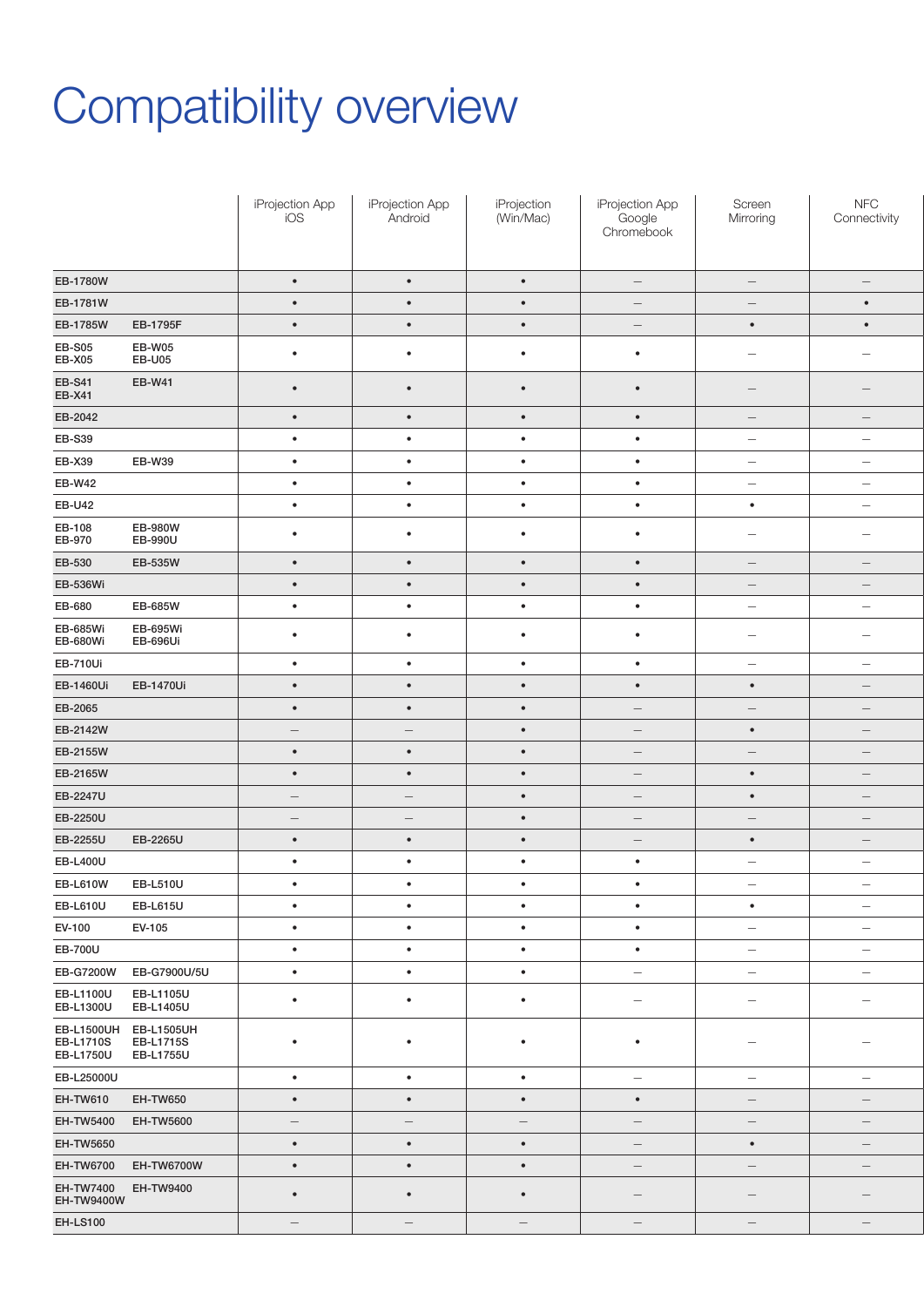# Compatibility overview

| | iProjection App iOS | iProjection App Android | iProjection (Win/Mac) | iProjection App Google Chromebook | Screen Mirroring | NFC Connectivity |
|---|---|---|---|---|---|---|
| EB-1780W | • | • | • | – | – | – |
| EB-1781W | • | • | • | – | – | • |
| EB-1785W EB-1795F | • | • | • | – | • | • |
| EB-S05 EB-X05 EB-W05 EB-U05 | • | • | • | • | – | – |
| EB-S41 EB-X41 EB-W41 | • | • | • | • | – | – |
| EB-2042 | • | • | • | • | – | – |
| EB-S39 | • | • | • | • | – | – |
| EB-X39 EB-W39 | • | • | • | • | – | – |
| EB-W42 | • | • | • | • | – | – |
| EB-U42 | • | • | • | • | • | – |
| EB-108 EB-970 EB-980W EB-990U | • | • | • | • | – | – |
| EB-530 EB-535W | • | • | • | • | – | – |
| EB-536Wi | • | • | • | • | – | – |
| EB-680 EB-685W | • | • | • | • | – | – |
| EB-685Wi EB-680Wi EB-695Wi EB-696Ui | • | • | • | • | – | – |
| EB-710Ui | • | • | • | • | – | – |
| EB-1460Ui EB-1470Ui | • | • | • | • | • | – |
| EB-2065 | • | • | • | – | – | – |
| EB-2142W | – | – | • | – | • | – |
| EB-2155W | • | • | • | – | – | – |
| EB-2165W | • | • | • | – | • | – |
| EB-2247U | – | – | • | – | • | – |
| EB-2250U | – | – | • | – | – | – |
| EB-2255U EB-2265U | • | • | • | – | • | – |
| EB-L400U | • | • | • | • | – | – |
| EB-L610W EB-L510U | • | • | • | • | – | – |
| EB-L610U EB-L615U | • | • | • | • | • | – |
| EV-100 EV-105 | • | • | • | • | – | – |
| EB-700U | • | • | • | • | – | – |
| EB-G7200W EB-G7900U/5U | • | • | • | – | – | – |
| EB-L1100U EB-L1300U EB-L1105U EB-L1405U | • | • | • | – | – | – |
| EB-L1500UH EB-L1710S EB-L1750U EB-L1505UH EB-L1715S EB-L1755U | • | • | • | • | – | – |
| EB-L25000U | • | • | • | – | – | – |
| EH-TW610 EH-TW650 | • | • | • | • | – | – |
| EH-TW5400 EH-TW5600 | – | – | – | – | – | – |
| EH-TW5650 | • | • | • | – | • | – |
| EH-TW6700 EH-TW6700W | • | • | • | – | – | – |
| EH-TW7400 EH-TW9400W EH-TW9400 | • | • | • | – | – | – |
| EH-LS100 | – | – | – | – | – | – |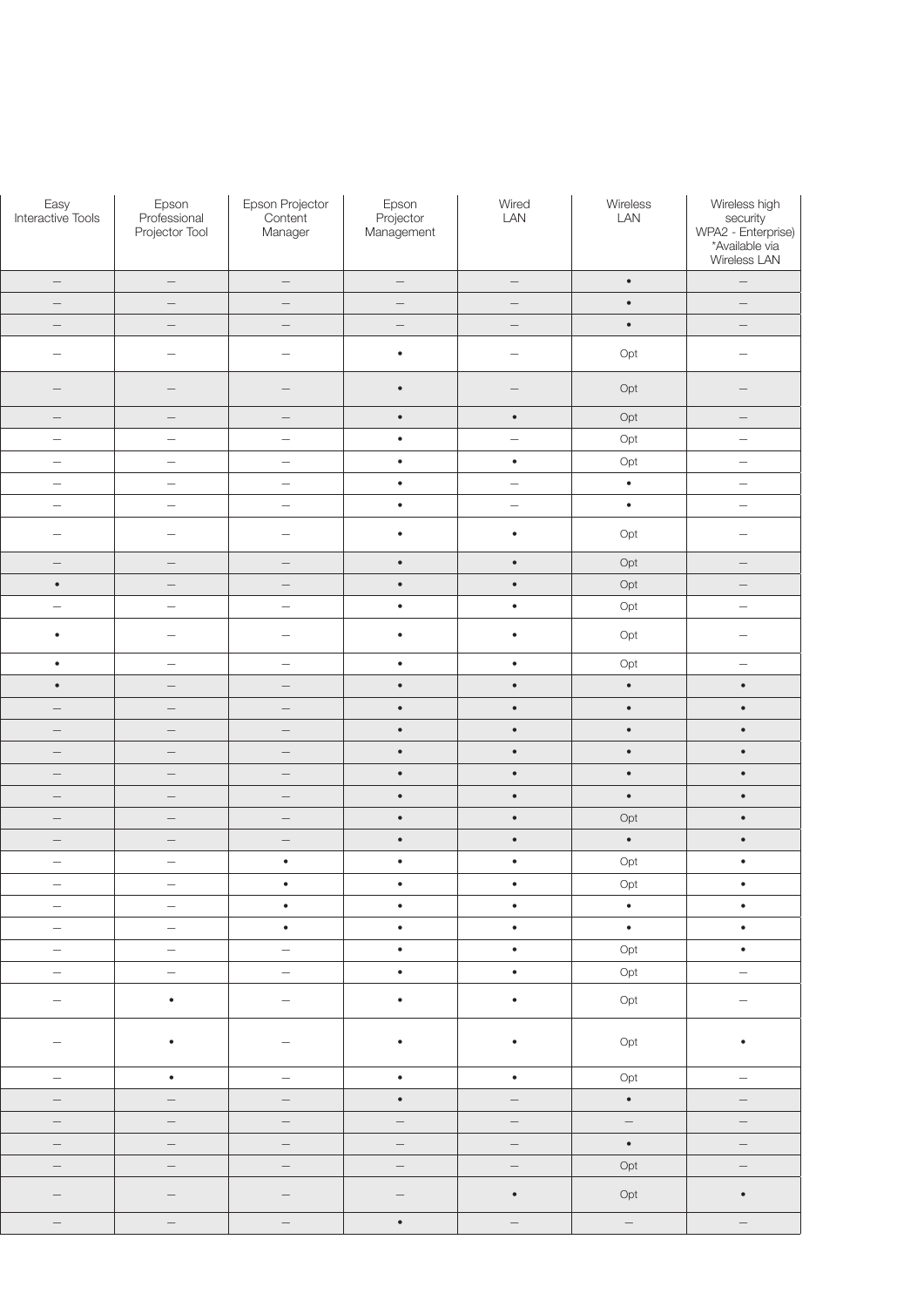| Easy Interactive Tools | Epson Professional Projector Tool | Epson Projector Content Manager | Epson Projector Management | Wired LAN | Wireless LAN | Wireless high security WPA2 - Enterprise) *Available via Wireless LAN |
|---|---|---|---|---|---|---|
| – | – | – | – | – | • | – |
| – | – | – | – | – | • | – |
| – | – | – | – | – | • | – |
| – | – | – | • | – | Opt | – |
| – | – | – | • | – | Opt | – |
| – | – | – | • | • | Opt | – |
| – | – | – | • | – | Opt | – |
| – | – | – | • | • | Opt | – |
| – | – | – | • | – | • | – |
| – | – | – | • | – | • | – |
| – | – | – | • | • | Opt | – |
| – | – | – | • | • | Opt | – |
| • | – | – | • | • | Opt | – |
| – | – | – | • | • | Opt | – |
| • | – | – | • | • | Opt | – |
| • | – | – | • | • | Opt | – |
| • | – | – | • | • | • | • |
| – | – | – | • | • | • | • |
| – | – | – | • | • | • | • |
| – | – | – | • | • | • | • |
| – | – | – | • | • | • | • |
| – | – | – | • | • | • | • |
| – | – | – | • | • | Opt | • |
| – | – | – | • | • | • | • |
| – | – | • | • | • | Opt | • |
| – | – | • | • | • | Opt | • |
| – | – | • | • | • | • | • |
| – | – | • | • | • | • | • |
| – | – | – | • | • | Opt | • |
| – | – | – | • | • | Opt | – |
| – | • | – | • | • | Opt | – |
| – | • | – | • | • | Opt | • |
| – | • | – | • | • | Opt | – |
| – | – | – | • | – | • | – |
| – | – | – | – | – | – | – |
| – | – | – | – | – | • | – |
| – | – | – | – | – | Opt | – |
| – | – | – | – | • | Opt | • |
| – | – | – | • | – | – | – |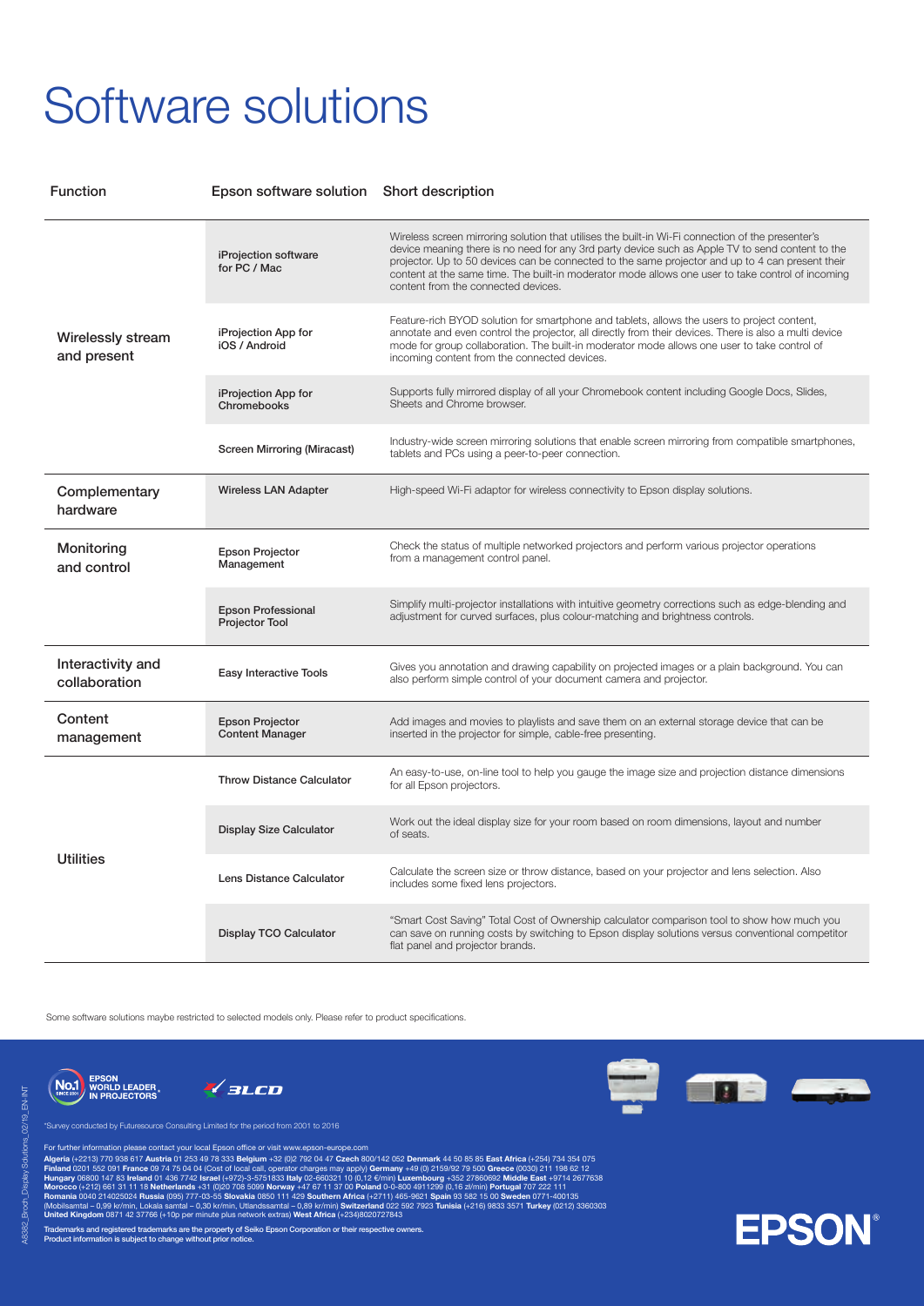# Software solutions

| Function | Epson software solution | Short description |
|---|---|---|
| Wirelessly stream and present | iProjection software for PC / Mac | Wireless screen mirroring solution that utilises the built-in Wi-Fi connection of the presenter's device meaning there is no need for any 3rd party device such as Apple TV to send content to the projector. Up to 50 devices can be connected to the same projector and up to 4 can present their content at the same time. The built-in moderator mode allows one user to take control of incoming content from the connected devices. |
| | iProjection App for iOS / Android | Feature-rich BYOD solution for smartphone and tablets, allows the users to project content, annotate and even control the projector, all directly from their devices. There is also a multi device mode for group collaboration. The built-in moderator mode allows one user to take control of incoming content from the connected devices. |
| | iProjection App for Chromebooks | Supports fully mirrored display of all your Chromebook content including Google Docs, Slides, Sheets and Chrome browser. |
| | Screen Mirroring (Miracast) | Industry-wide screen mirroring solutions that enable screen mirroring from compatible smartphones, tablets and PCs using a peer-to-peer connection. |
| Complementary hardware | Wireless LAN Adapter | High-speed Wi-Fi adaptor for wireless connectivity to Epson display solutions. |
| Monitoring and control | Epson Projector Management | Check the status of multiple networked projectors and perform various projector operations from a management control panel. |
| | Epson Professional Projector Tool | Simplify multi-projector installations with intuitive geometry corrections such as edge-blending and adjustment for curved surfaces, plus colour-matching and brightness controls. |
| Interactivity and collaboration | Easy Interactive Tools | Gives you annotation and drawing capability on projected images or a plain background. You can also perform simple control of your document camera and projector. |
| Content management | Epson Projector Content Manager | Add images and movies to playlists and save them on an external storage device that can be inserted in the projector for simple, cable-free presenting. |
| Utilities | Throw Distance Calculator | An easy-to-use, on-line tool to help you gauge the image size and projection distance dimensions for all Epson projectors. |
| | Display Size Calculator | Work out the ideal display size for your room based on room dimensions, layout and number of seats. |
| | Lens Distance Calculator | Calculate the screen size or throw distance, based on your projector and lens selection. Also includes some fixed lens projectors. |
| | Display TCO Calculator | "Smart Cost Saving" Total Cost of Ownership calculator comparison tool to show how much you can save on running costs by switching to Epson display solutions versus conventional competitor flat panel and projector brands. |

Some software solutions maybe restricted to selected models only. Please refer to product specifications.

No.1 SINCE 2001 EPSON WORLD LEADER* IN PROJECTORS

3LCD

*Survey conducted by Futuresource Consulting Limited for the period from 2001 to 2016

For further information please contact your local Epson office or visit www.epson-europe.com

**Algeria** (+2213) 770 938 617 **Austria** 01 253 49 78 333 **Belgium** +32 (0)2 792 04 47 **Czech** 800/142 052 **Denmark** 44 50 85 85 **East Africa** (+254) 734 354 075 **Finland** 0201 552 091 **France** 09 74 75 04 04 (Cost of local call, operator charges may apply) **Germany** +49 (0) 2159/92 79 500 **Greece** (0030) 211 198 62 12 **Hungary** 06800 147 83 **Ireland** 01 436 7742 **Israel** (+972)-3-5751833 **Italy** 02-660321 10 (0,12 €/min) **Luxembourg** +352 27860692 **Middle East** +9714 2677638 **Morocco** (+212) 661 31 11 18 **Netherlands** +31 (0)20 708 5099 **Norway** +47 67 11 37 00 **Poland** 0-0-800 4911299 (0,16 zł/min) **Portugal** 707 222 111 **Romania** 0040 214025024 **Russia** (095) 777-03-55 **Slovakia** 0850 111 429 **Southern Africa** (+2711) 465-9621 **Spain** 93 582 15 00 **Sweden** 0771-400135 (Mobilsamtal – 0,99 kr/min, Lokala samtal – 0,30 kr/min, Utlandssamtal – 0,89 kr/min) **Switzerland** 022 592 7923 **Tunisia** (+216) 9833 3571 **Turkey** (0212) 3360303 **United Kingdom** 0871 42 37766 (+10p per minute plus network extras) **West Africa** (+234)8020727843

Trademarks and registered trademarks are the property of Seiko Epson Corporation or their respective owners.
Product information is subject to change without prior notice.

A8382_Broch_Display Solutions_02/19_EN-INT

EPSON®